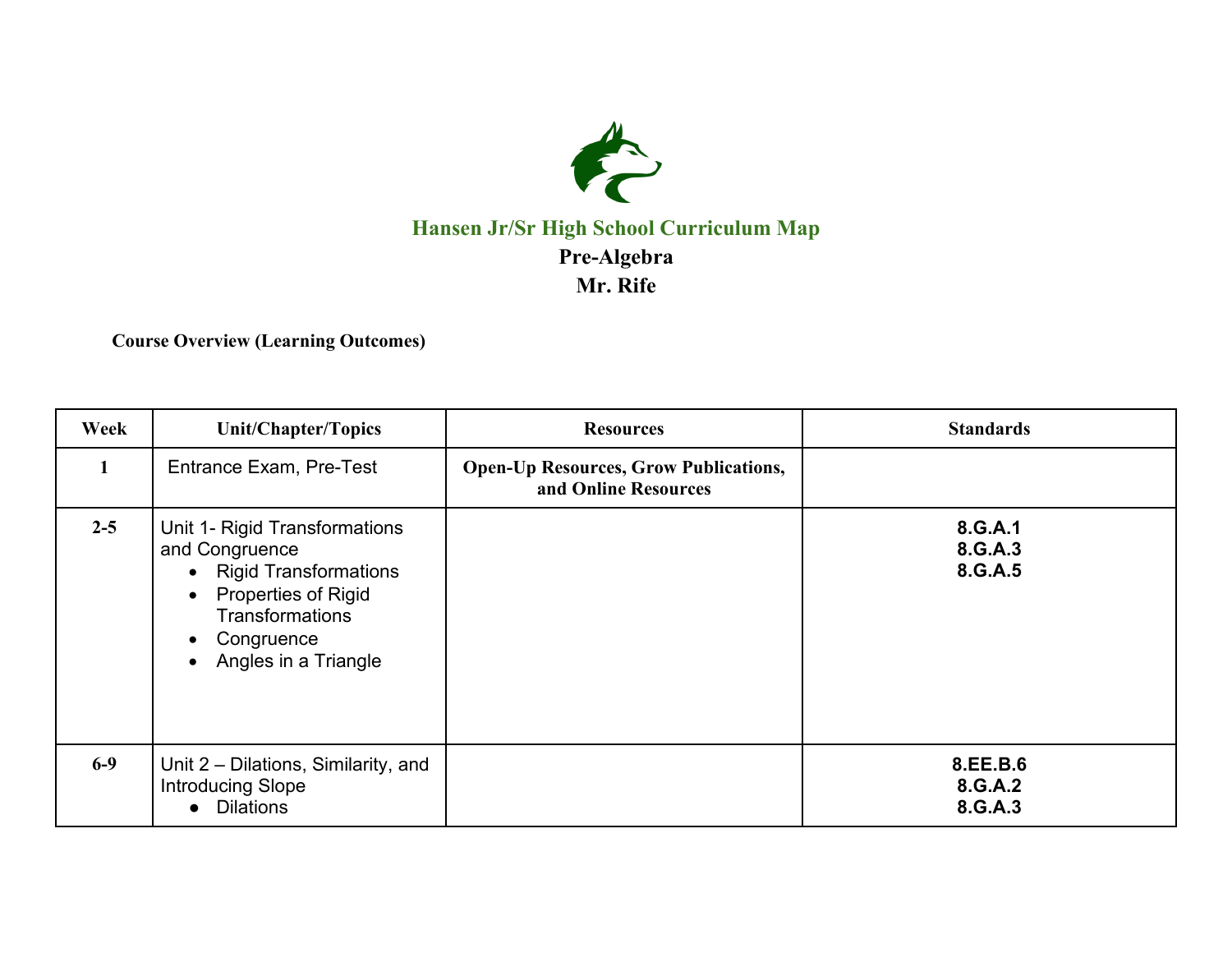# Hansen Jr/Sr High School Curriculum Map

## Pre-Algebra

## Mr. Rife

**Course Overview (Learning Outcomes)**

| Week | Unit/Chapter/Topics | Resources | Standards |
|---|---|---|---|
| **1** | Entrance Exam, Pre-Test | **Open-Up Resources, Grow Publications, and Online Resources** | |
| **2-5** | Unit 1- Rigid Transformations and Congruence<br>• Rigid Transformations<br>• Properties of Rigid Transformations<br>• Congruence<br>• Angles in a Triangle | | **8.G.A.1**<br>**8.G.A.3**<br>**8.G.A.5** |
| **6-9** | Unit 2 – Dilations, Similarity, and Introducing Slope<br>• Dilations | | **8.EE.B.6**<br>**8.G.A.2**<br>**8.G.A.3** |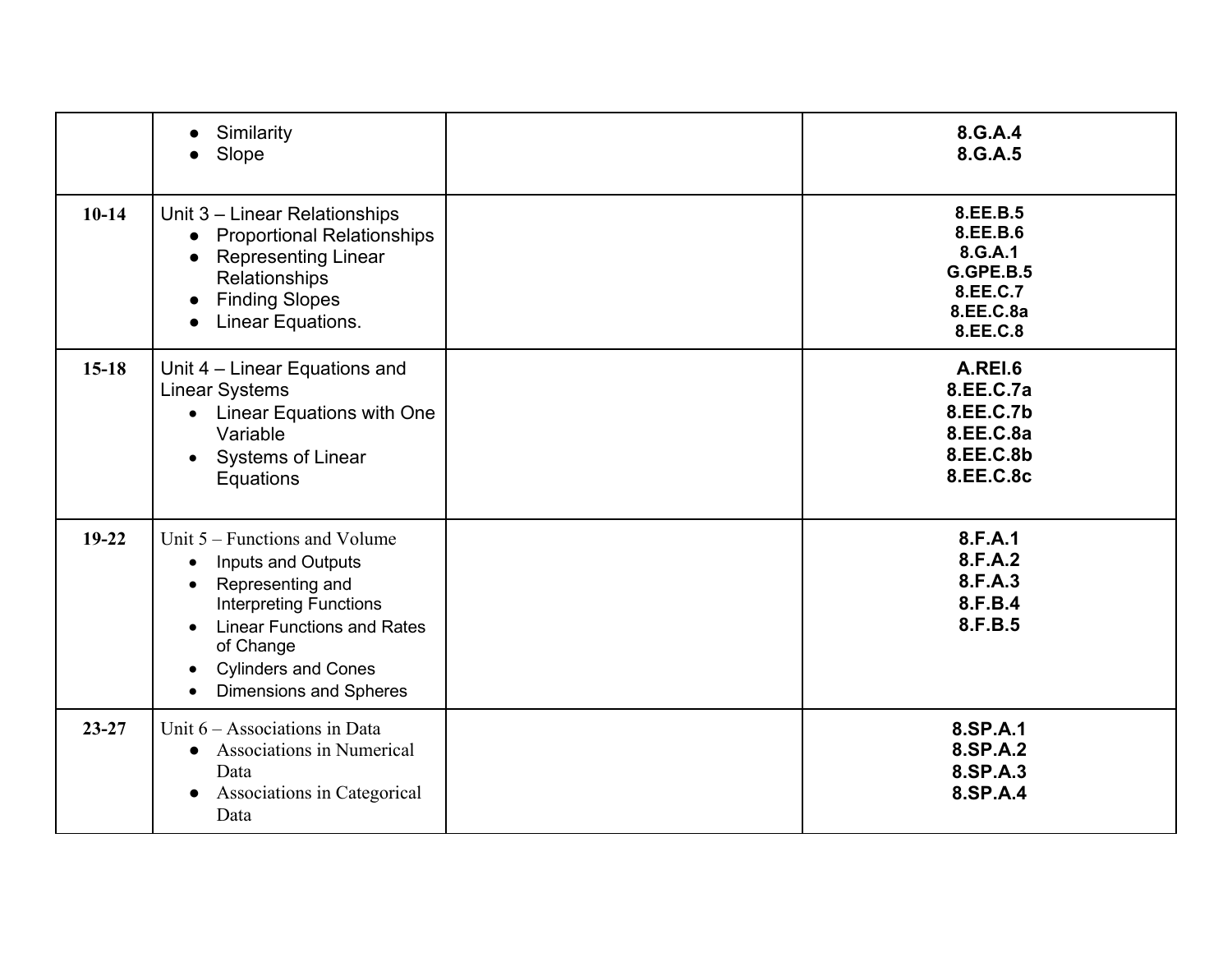| | | | |
|---|---|---|---|
| | • Similarity<br>• Slope | | **8.G.A.4**<br>**8.G.A.5** |
| **10-14** | Unit 3 – Linear Relationships<br>• Proportional Relationships<br>• Representing Linear Relationships<br>• Finding Slopes<br>• Linear Equations. | | **8.EE.B.5**<br>**8.EE.B.6**<br>**8.G.A.1**<br>**G.GPE.B.5**<br>**8.EE.C.7**<br>**8.EE.C.8a**<br>**8.EE.C.8** |
| **15-18** | Unit 4 – Linear Equations and Linear Systems<br>• Linear Equations with One Variable<br>• Systems of Linear Equations | | **A.REI.6**<br>**8.EE.C.7a**<br>**8.EE.C.7b**<br>**8.EE.C.8a**<br>**8.EE.C.8b**<br>**8.EE.C.8c** |
| **19-22** | Unit 5 – Functions and Volume<br>• Inputs and Outputs<br>• Representing and Interpreting Functions<br>• Linear Functions and Rates of Change<br>• Cylinders and Cones<br>• Dimensions and Spheres | | **8.F.A.1**<br>**8.F.A.2**<br>**8.F.A.3**<br>**8.F.B.4**<br>**8.F.B.5** |
| **23-27** | Unit 6 – Associations in Data<br>• Associations in Numerical Data<br>• Associations in Categorical Data | | **8.SP.A.1**<br>**8.SP.A.2**<br>**8.SP.A.3**<br>**8.SP.A.4** |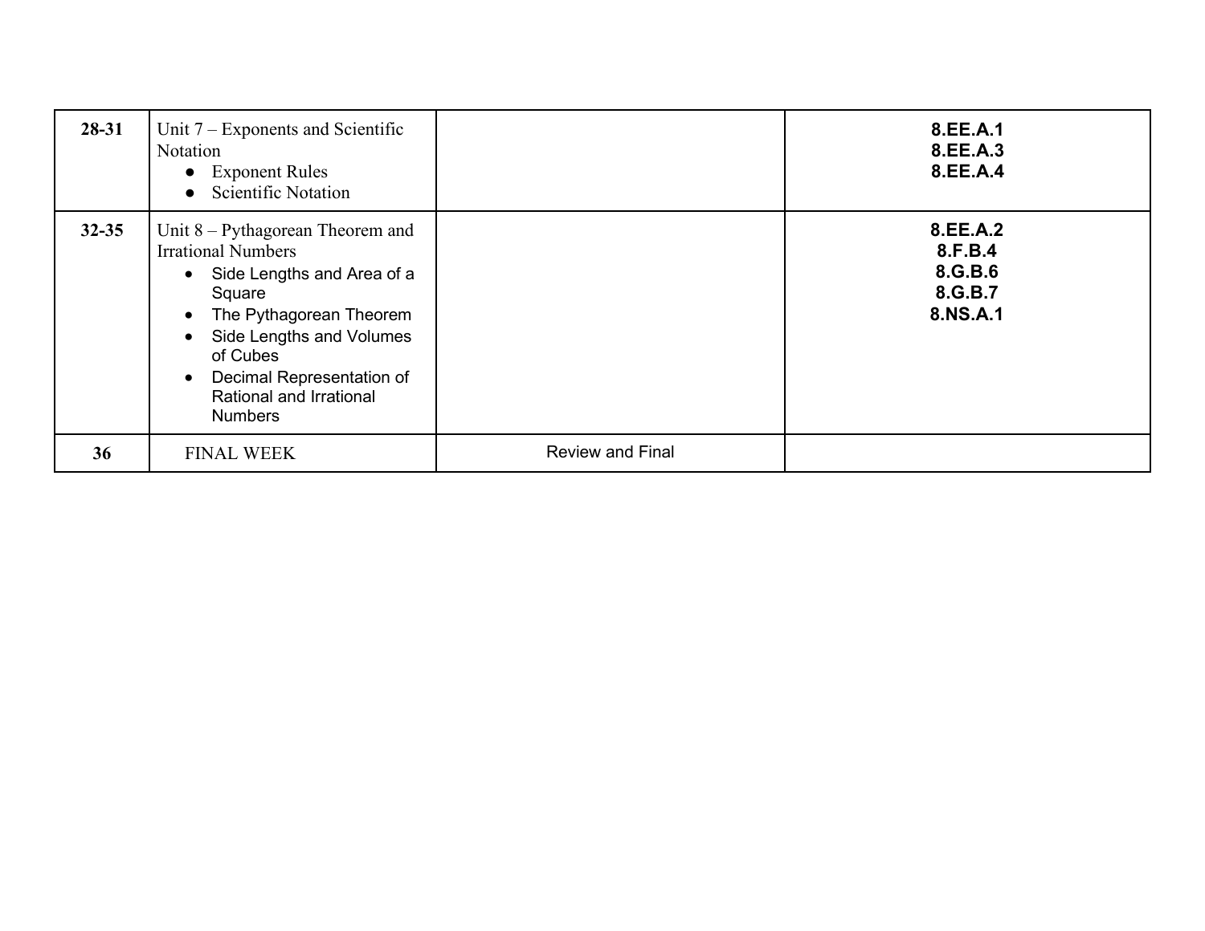| | | | |
|---|---|---|---|
| **28-31** | Unit 7 – Exponents and Scientific Notation<br>• Exponent Rules<br>• Scientific Notation | | **8.EE.A.1**<br>**8.EE.A.3**<br>**8.EE.A.4** |
| **32-35** | Unit 8 – Pythagorean Theorem and Irrational Numbers<br>• Side Lengths and Area of a Square<br>• The Pythagorean Theorem<br>• Side Lengths and Volumes of Cubes<br>• Decimal Representation of Rational and Irrational Numbers | | **8.EE.A.2**<br>**8.F.B.4**<br>**8.G.B.6**<br>**8.G.B.7**<br>**8.NS.A.1** |
| **36** | FINAL WEEK | Review and Final | |